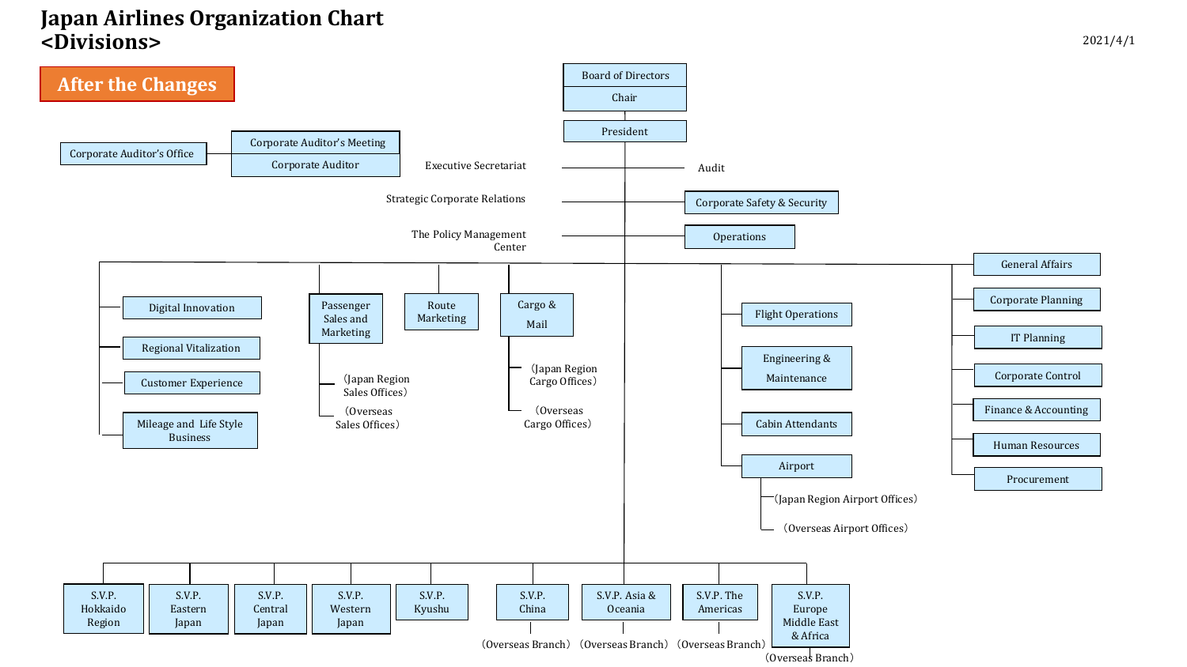# Japan Airlines Organization Chart <Divisions>

2021/4/1

**After the Changes**

- Board of Directors
  - Chair
- President

Corporate Auditor's Office — Corporate Auditor's Meeting / Corporate Auditor

Under the President:

- Executive Secretariat
- Strategic Corporate Relations
- The Policy Management Center
- Audit
- Corporate Safety & Security
- Operations

Divisions:

- Digital Innovation
- Regional Vitalization
- Customer Experience
- Mileage and Life Style Business
- Passenger Sales and Marketing
  - （Japan Region Sales Offices）
  - （Overseas Sales Offices）
- Route Marketing
- Cargo & Mail
  - （Japan Region Cargo Offices）
  - （Overseas Cargo Offices）
- Flight Operations
- Engineering & Maintenance
- Cabin Attendants
- Airport
  - （Japan Region Airport Offices）
  - （Overseas Airport Offices）
- General Affairs
- Corporate Planning
- IT Planning
- Corporate Control
- Finance & Accounting
- Human Resources
- Procurement

Regions:

- S.V.P. Hokkaido Region
- S.V.P. Eastern Japan
- S.V.P. Central Japan
- S.V.P. Western Japan
- S.V.P. Kyushu
- S.V.P. China
  - （Overseas Branch）
- S.V.P. Asia & Oceania
  - （Overseas Branch）
- S.V.P. The Americas
  - （Overseas Branch）
- S.V.P. Europe Middle East & Africa
  - （Overseas Branch）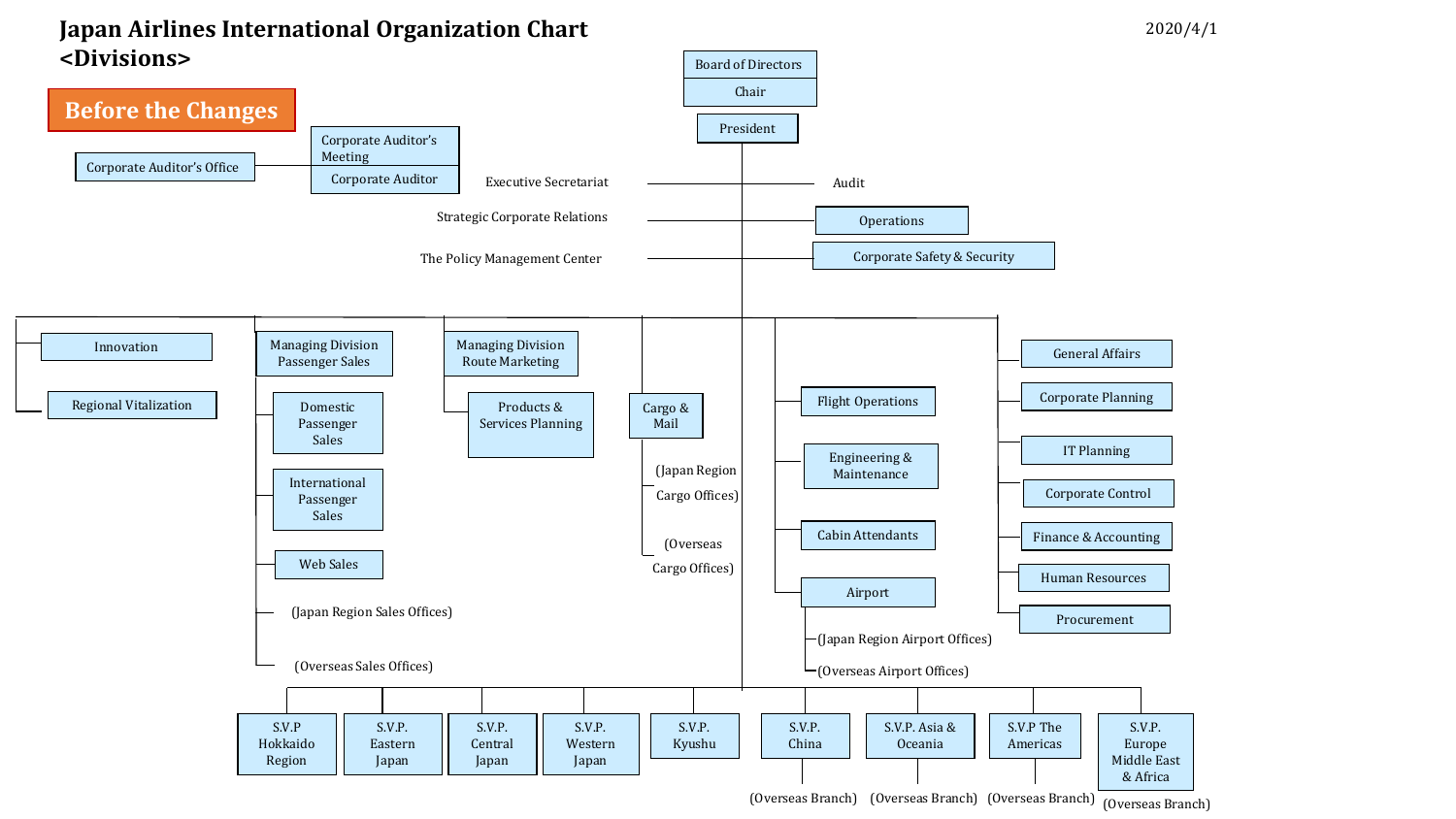# Japan Airlines International Organization Chart <Divisions>

2020/4/1

**Before the Changes**

Board of Directors

Chair

President

Corporate Auditor's Office

Corporate Auditor's Meeting

Corporate Auditor

Executive Secretariat

Strategic Corporate Relations

The Policy Management Center

Audit

Operations

Corporate Safety & Security

Innovation

Regional Vitalization

Managing Division Passenger Sales

- Domestic Passenger Sales
- International Passenger Sales
- Web Sales
- (Japan Region Sales Offices)
- (Overseas Sales Offices)

Managing Division Route Marketing

- Products & Services Planning

Cargo & Mail

- (Japan Region Cargo Offices)
- (Overseas Cargo Offices)

Flight Operations

Engineering & Maintenance

Cabin Attendants

Airport

- (Japan Region Airport Offices)
- (Overseas Airport Offices)

General Affairs

Corporate Planning

IT Planning

Corporate Control

Finance & Accounting

Human Resources

Procurement

S.V.P Hokkaido Region

S.V.P. Eastern Japan

S.V.P. Central Japan

S.V.P. Western Japan

S.V.P. Kyushu

S.V.P. China

- (Overseas Branch)

S.V.P. Asia & Oceania

- (Overseas Branch)

S.V.P The Americas

- (Overseas Branch)

S.V.P. Europe Middle East & Africa

- (Overseas Branch)